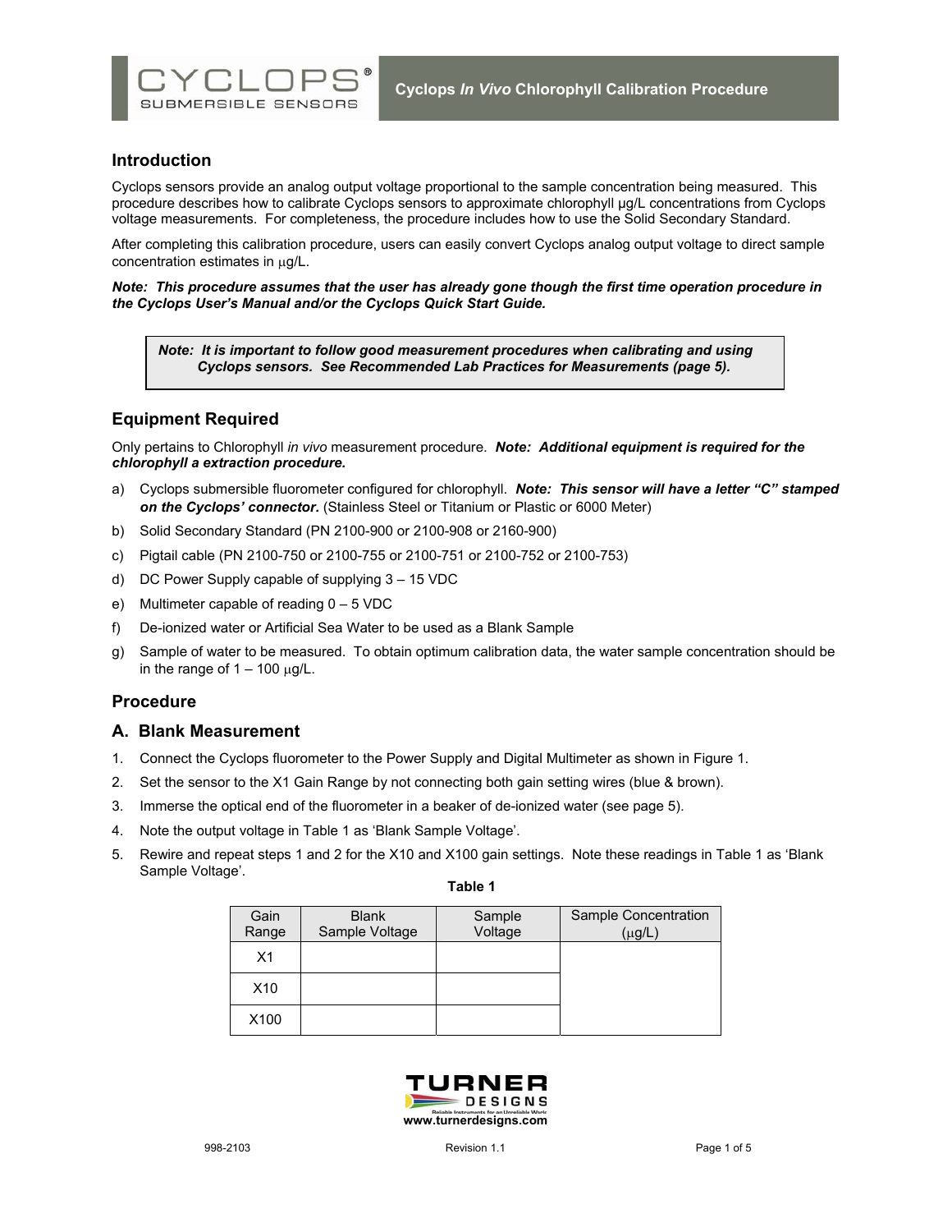# Cyclops *In Vivo* Chlorophyll Calibration Procedure

## Introduction

Cyclops sensors provide an analog output voltage proportional to the sample concentration being measured. This procedure describes how to calibrate Cyclops sensors to approximate chlorophyll µg/L concentrations from Cyclops voltage measurements. For completeness, the procedure includes how to use the Solid Secondary Standard.

After completing this calibration procedure, users can easily convert Cyclops analog output voltage to direct sample concentration estimates in µg/L.

***Note: This procedure assumes that the user has already gone though the first time operation procedure in the Cyclops User's Manual and/or the Cyclops Quick Start Guide.***

> ***Note: It is important to follow good measurement procedures when calibrating and using Cyclops sensors. See Recommended Lab Practices for Measurements (page 5).***

## Equipment Required

Only pertains to Chlorophyll *in vivo* measurement procedure. ***Note: Additional equipment is required for the chlorophyll a extraction procedure.***

a) Cyclops submersible fluorometer configured for chlorophyll. ***Note: This sensor will have a letter "C" stamped on the Cyclops' connector.*** (Stainless Steel or Titanium or Plastic or 6000 Meter)

b) Solid Secondary Standard (PN 2100-900 or 2100-908 or 2160-900)

c) Pigtail cable (PN 2100-750 or 2100-755 or 2100-751 or 2100-752 or 2100-753)

d) DC Power Supply capable of supplying 3 – 15 VDC

e) Multimeter capable of reading 0 – 5 VDC

f) De-ionized water or Artificial Sea Water to be used as a Blank Sample

g) Sample of water to be measured. To obtain optimum calibration data, the water sample concentration should be in the range of 1 – 100 µg/L.

## Procedure

### A. Blank Measurement

1. Connect the Cyclops fluorometer to the Power Supply and Digital Multimeter as shown in Figure 1.
2. Set the sensor to the X1 Gain Range by not connecting both gain setting wires (blue & brown).
3. Immerse the optical end of the fluorometer in a beaker of de-ionized water (see page 5).
4. Note the output voltage in Table 1 as 'Blank Sample Voltage'.
5. Rewire and repeat steps 1 and 2 for the X10 and X100 gain settings. Note these readings in Table 1 as 'Blank Sample Voltage'.

**Table 1**

| Gain Range | Blank Sample Voltage | Sample Voltage | Sample Concentration (µg/L) |
|---|---|---|---|
| X1 | | | |
| X10 | | | |
| X100 | | | |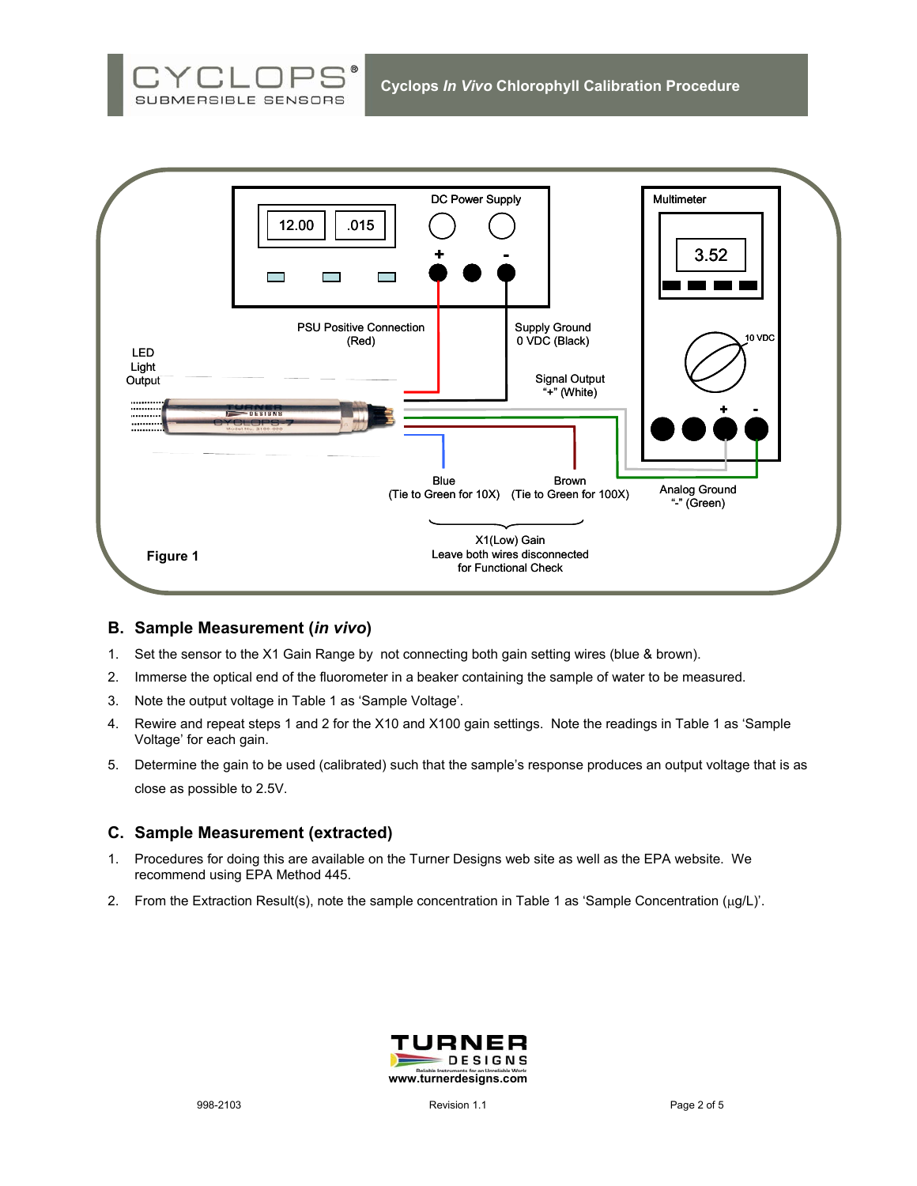Figure 1

## B. Sample Measurement (*in vivo*)

1. Set the sensor to the X1 Gain Range by not connecting both gain setting wires (blue & brown).
2. Immerse the optical end of the fluorometer in a beaker containing the sample of water to be measured.
3. Note the output voltage in Table 1 as 'Sample Voltage'.
4. Rewire and repeat steps 1 and 2 for the X10 and X100 gain settings. Note the readings in Table 1 as 'Sample Voltage' for each gain.
5. Determine the gain to be used (calibrated) such that the sample's response produces an output voltage that is as close as possible to 2.5V.

## C. Sample Measurement (extracted)

1. Procedures for doing this are available on the Turner Designs web site as well as the EPA website. We recommend using EPA Method 445.
2. From the Extraction Result(s), note the sample concentration in Table 1 as 'Sample Concentration ($\mu$g/L)'.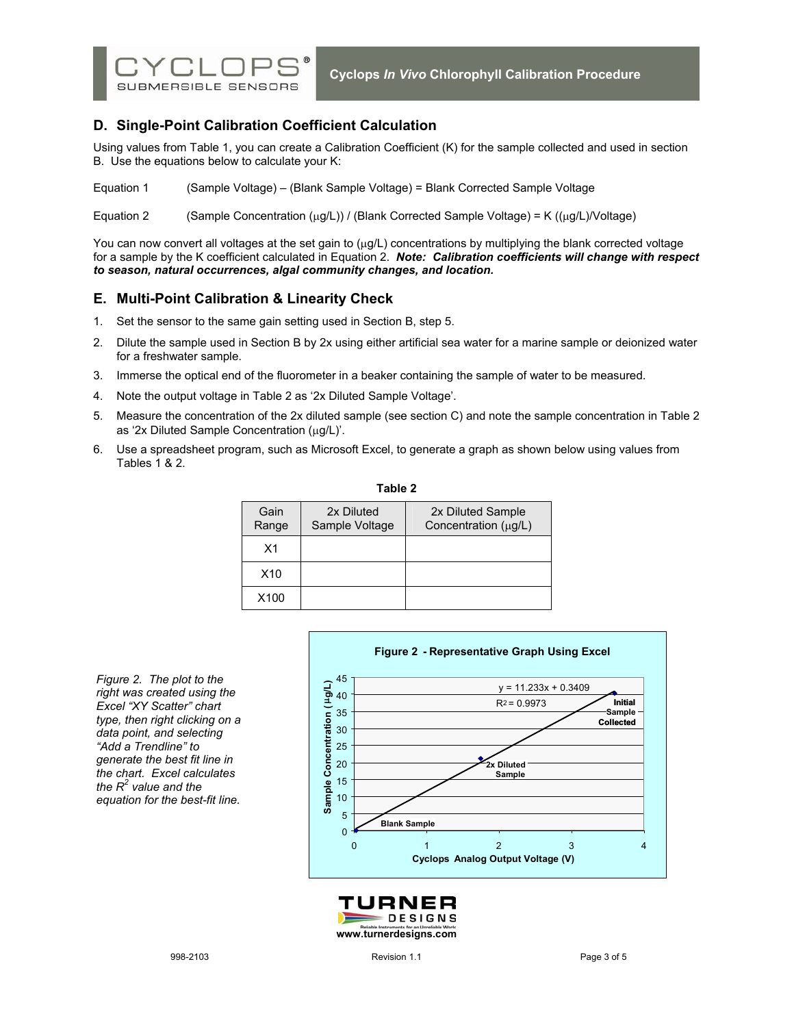## D. Single-Point Calibration Coefficient Calculation

Using values from Table 1, you can create a Calibration Coefficient (K) for the sample collected and used in section B. Use the equations below to calculate your K:

Equation 1 (Sample Voltage) – (Blank Sample Voltage) = Blank Corrected Sample Voltage

Equation 2 (Sample Concentration (μg/L)) / (Blank Corrected Sample Voltage) = K ((μg/L)/Voltage)

You can now convert all voltages at the set gain to (μg/L) concentrations by multiplying the blank corrected voltage for a sample by the K coefficient calculated in Equation 2. ***Note: Calibration coefficients will change with respect to season, natural occurrences, algal community changes, and location.***

## E. Multi-Point Calibration & Linearity Check

1. Set the sensor to the same gain setting used in Section B, step 5.
2. Dilute the sample used in Section B by 2x using either artificial sea water for a marine sample or deionized water for a freshwater sample.
3. Immerse the optical end of the fluorometer in a beaker containing the sample of water to be measured.
4. Note the output voltage in Table 2 as '2x Diluted Sample Voltage'.
5. Measure the concentration of the 2x diluted sample (see section C) and note the sample concentration in Table 2 as '2x Diluted Sample Concentration (μg/L)'.
6. Use a spreadsheet program, such as Microsoft Excel, to generate a graph as shown below using values from Tables 1 & 2.

**Table 2**

| Gain Range | 2x Diluted Sample Voltage | 2x Diluted Sample Concentration (μg/L) |
|---|---|---|
| X1 | | |
| X10 | | |
| X100 | | |

**Figure 2 - Representative Graph Using Excel**

$y = 11.233x + 0.3409$

$R^2 = 0.9973$

*Figure 2. The plot to the right was created using the Excel "XY Scatter" chart type, then right clicking on a data point, and selecting "Add a Trendline" to generate the best fit line in the chart. Excel calculates the $R^2$ value and the equation for the best-fit line.*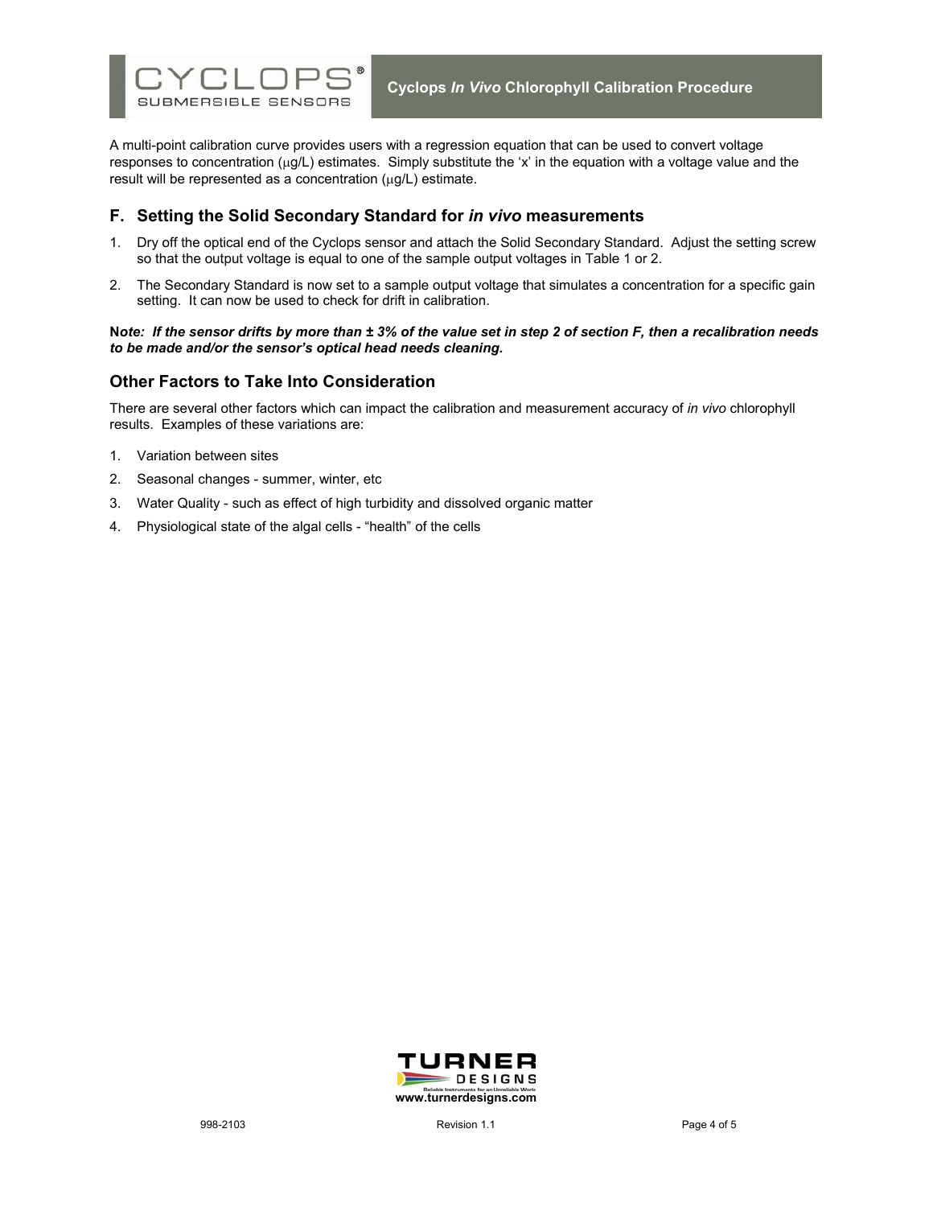A multi-point calibration curve provides users with a regression equation that can be used to convert voltage responses to concentration (μg/L) estimates. Simply substitute the 'x' in the equation with a voltage value and the result will be represented as a concentration (μg/L) estimate.

## F. Setting the Solid Secondary Standard for *in vivo* measurements

1. Dry off the optical end of the Cyclops sensor and attach the Solid Secondary Standard. Adjust the setting screw so that the output voltage is equal to one of the sample output voltages in Table 1 or 2.
2. The Secondary Standard is now set to a sample output voltage that simulates a concentration for a specific gain setting. It can now be used to check for drift in calibration.

***Note: If the sensor drifts by more than ± 3% of the value set in step 2 of section F, then a recalibration needs to be made and/or the sensor's optical head needs cleaning.***

## Other Factors to Take Into Consideration

There are several other factors which can impact the calibration and measurement accuracy of *in vivo* chlorophyll results. Examples of these variations are:

1. Variation between sites
2. Seasonal changes - summer, winter, etc
3. Water Quality - such as effect of high turbidity and dissolved organic matter
4. Physiological state of the algal cells - "health" of the cells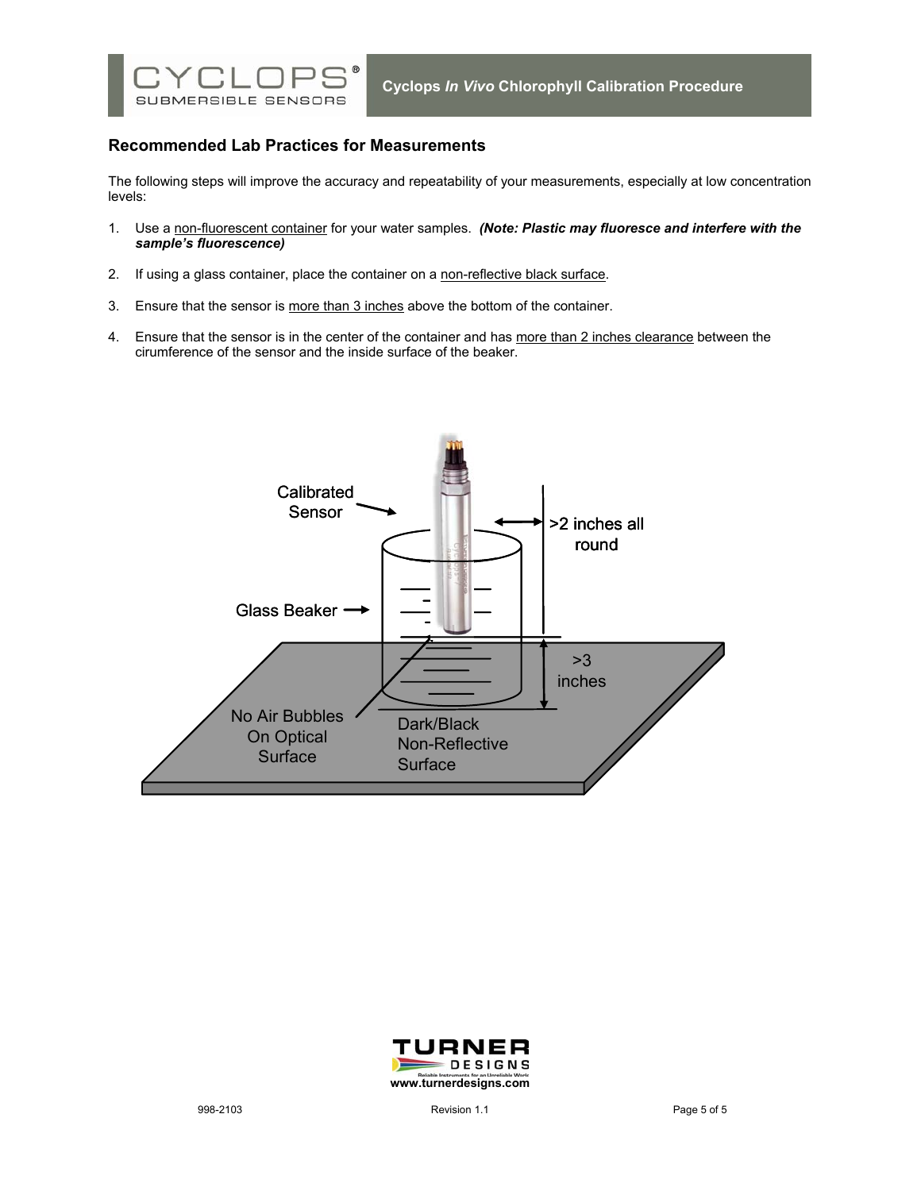## Recommended Lab Practices for Measurements

The following steps will improve the accuracy and repeatability of your measurements, especially at low concentration levels:

1. Use a <u>non-fluorescent container</u> for your water samples. ***(Note: Plastic may fluoresce and interfere with the sample's fluorescence)***

2. If using a glass container, place the container on a <u>non-reflective black surface</u>.

3. Ensure that the sensor is <u>more than 3 inches</u> above the bottom of the container.

4. Ensure that the sensor is in the center of the container and has <u>more than 2 inches clearance</u> between the cirumference of the sensor and the inside surface of the beaker.

Calibrated Sensor

>2 inches all round

Glass Beaker

>3 inches

No Air Bubbles On Optical Surface

Dark/Black Non-Reflective Surface